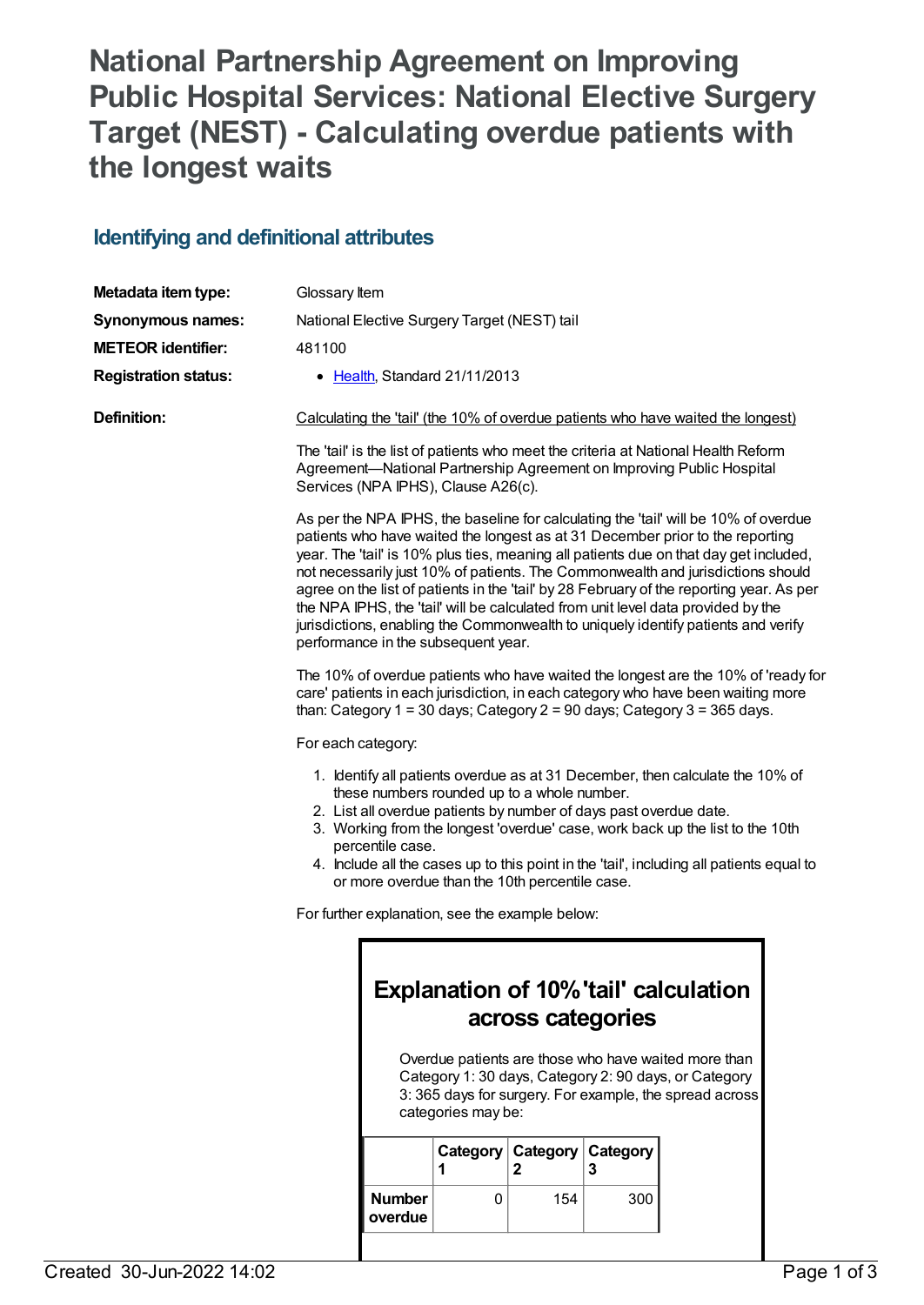# National Partnership Agreement on Improving Public Hospital Services: National Elective Surgery Target (NEST) - Calculating overdue patients with the longest waits

## Identifying and definitional attributes

**Metadata item type:** Glossary Item

**Synonymous names:** National Elective Surgery Target (NEST) tail

**METEOR identifier:** 481100

**Registration status:**

- Health, Standard 21/11/2013

**Definition:**

Calculating the 'tail' (the 10% of overdue patients who have waited the longest)

The 'tail' is the list of patients who meet the criteria at National Health Reform Agreement—National Partnership Agreement on Improving Public Hospital Services (NPA IPHS), Clause A26(c).

As per the NPA IPHS, the baseline for calculating the 'tail' will be 10% of overdue patients who have waited the longest as at 31 December prior to the reporting year. The 'tail' is 10% plus ties, meaning all patients due on that day get included, not necessarily just 10% of patients. The Commonwealth and jurisdictions should agree on the list of patients in the 'tail' by 28 February of the reporting year. As per the NPA IPHS, the 'tail' will be calculated from unit level data provided by the jurisdictions, enabling the Commonwealth to uniquely identify patients and verify performance in the subsequent year.

The 10% of overdue patients who have waited the longest are the 10% of 'ready for care' patients in each jurisdiction, in each category who have been waiting more than: Category 1 = 30 days; Category 2 = 90 days; Category 3 = 365 days.

For each category:

1. Identify all patients overdue as at 31 December, then calculate the 10% of these numbers rounded up to a whole number.
2. List all overdue patients by number of days past overdue date.
3. Working from the longest 'overdue' case, work back up the list to the 10th percentile case.
4. Include all the cases up to this point in the 'tail', including all patients equal to or more overdue than the 10th percentile case.

For further explanation, see the example below:

## Explanation of 10% 'tail' calculation across categories

Overdue patients are those who have waited more than Category 1: 30 days, Category 2: 90 days, or Category 3: 365 days for surgery. For example, the spread across categories may be:

| | Category 1 | Category 2 | Category 3 |
|---|---|---|---|
| **Number overdue** | 0 | 154 | 300 |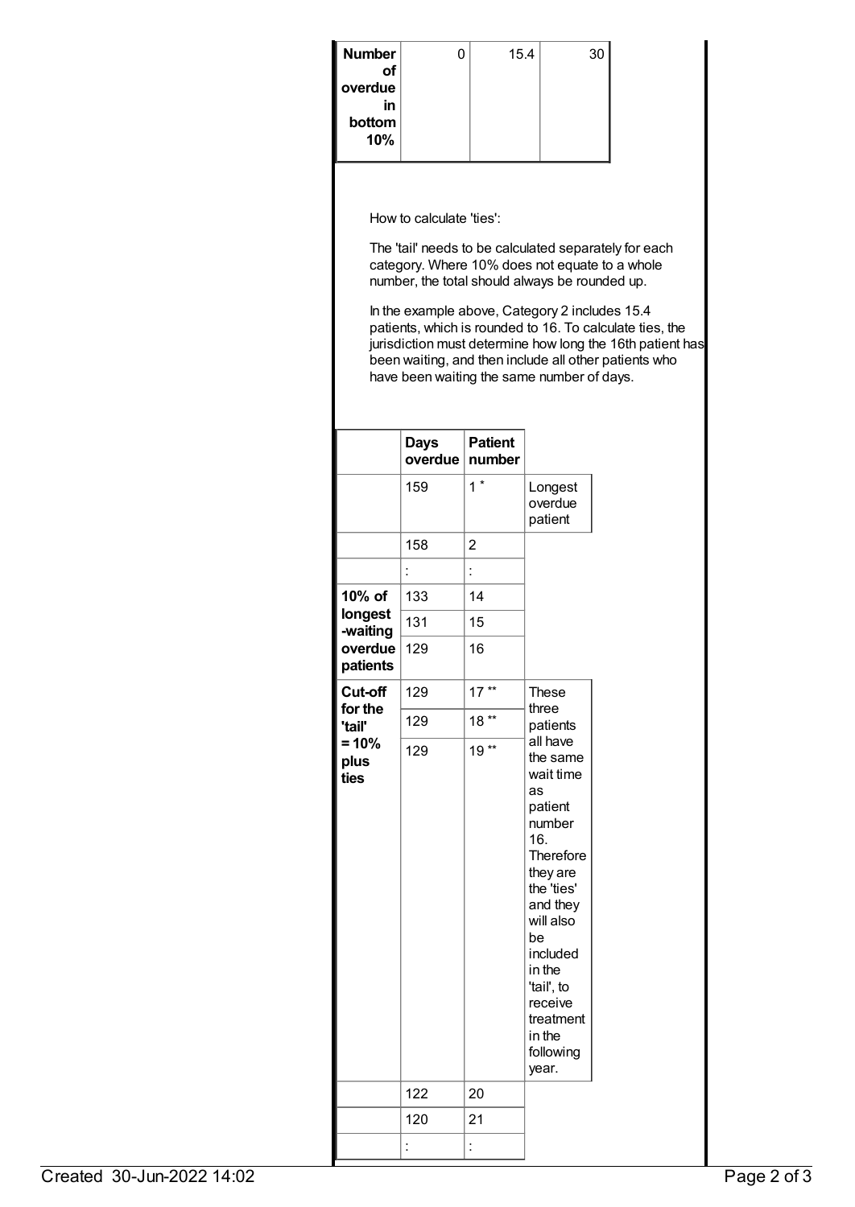| Number of overdue in bottom 10% | 0 | 15.4 | 30 |
|---|---|---|---|

How to calculate 'ties':

The 'tail' needs to be calculated separately for each category. Where 10% does not equate to a whole number, the total should always be rounded up.

In the example above, Category 2 includes 15.4 patients, which is rounded to 16. To calculate ties, the jurisdiction must determine how long the 16th patient has been waiting, and then include all other patients who have been waiting the same number of days.

| | Days overdue | Patient number | |
|---|---|---|---|
| | 159 | 1 * | Longest overdue patient |
| | 158 | 2 | |
| | : | : | |
| **10% of longest -waiting overdue patients** | 133 | 14 | |
| | 131 | 15 | |
| | 129 | 16 | |
| **Cut-off for the 'tail' = 10% plus ties** | 129 | 17 ** | These three patients all have the same wait time as patient number 16. Therefore they are the 'ties' and they will also be included in the 'tail', to receive treatment in the following year. |
| | 129 | 18 ** | |
| | 129 | 19 ** | |
| | 122 | 20 | |
| | 120 | 21 | |
| | : | : | |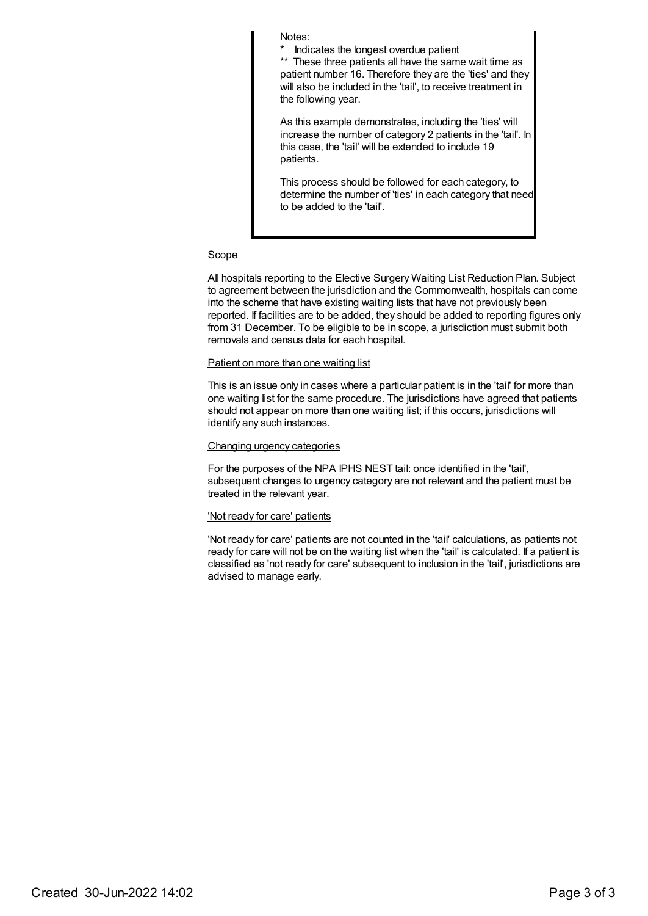Notes:

\* Indicates the longest overdue patient

\*\* These three patients all have the same wait time as patient number 16. Therefore they are the 'ties' and they will also be included in the 'tail', to receive treatment in the following year.

As this example demonstrates, including the 'ties' will increase the number of category 2 patients in the 'tail'. In this case, the 'tail' will be extended to include 19 patients.

This process should be followed for each category, to determine the number of 'ties' in each category that need to be added to the 'tail'.

Scope

All hospitals reporting to the Elective Surgery Waiting List Reduction Plan. Subject to agreement between the jurisdiction and the Commonwealth, hospitals can come into the scheme that have existing waiting lists that have not previously been reported. If facilities are to be added, they should be added to reporting figures only from 31 December. To be eligible to be in scope, a jurisdiction must submit both removals and census data for each hospital.

Patient on more than one waiting list

This is an issue only in cases where a particular patient is in the 'tail' for more than one waiting list for the same procedure. The jurisdictions have agreed that patients should not appear on more than one waiting list; if this occurs, jurisdictions will identify any such instances.

Changing urgency categories

For the purposes of the NPA IPHS NEST tail: once identified in the 'tail', subsequent changes to urgency category are not relevant and the patient must be treated in the relevant year.

'Not ready for care' patients

'Not ready for care' patients are not counted in the 'tail' calculations, as patients not ready for care will not be on the waiting list when the 'tail' is calculated. If a patient is classified as 'not ready for care' subsequent to inclusion in the 'tail', jurisdictions are advised to manage early.